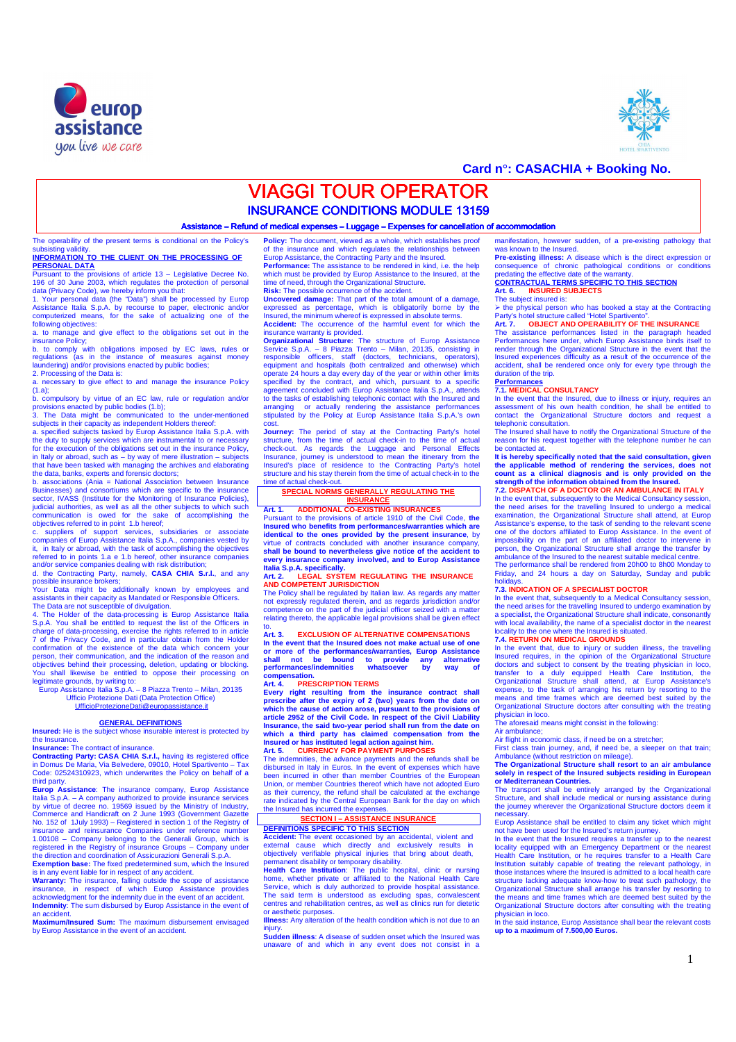**Card n°: CASACHIA + Booking No.**

# VIAGGI TOUR OPERATOR

## INSURANCE CONDITIONS MODULE 13159

**Assistance – Refund of medical expenses – Luggage – Expenses for cancellation of accommodation**

The operability of the present terms is conditional on the Policy's subsisting validity.

**INFORMATION TO THE CLIENT ON THE PROCESSING OF PERSONAL DATA**

Pursuant to the provisions of article 13 – Legislative Decree No. 196 of 30 June 2003, which regulates the protection of personal data (Privacy Code), we hereby inform you that:

1. Your personal data (the "Data") shall be processed by Europ Assistance Italia S.p.A. by recourse to paper, electronic and/or computerized means, for the sake of actualizing one of the following objectives:

a. to manage and give effect to the obligations set out in the insurance Policy;

b. to comply with obligations imposed by EC laws, rules or regulations (as in the instance of measures against money laundering) and/or provisions enacted by public bodies;

2. Processing of the Data is:

a. necessary to give effect to and manage the insurance Policy (1.a);

b. compulsory by virtue of an EC law, rule or regulation and/or provisions enacted by public bodies (1.b);

3. The Data might be communicated to the under-mentioned subjects in their capacity as independent Holders thereof:

a. specified subjects tasked by Europ Assistance Italia S.p.A. with the duty to supply services which are instrumental to or necessary for the execution of the obligations set out in the insurance Policy, in Italy or abroad, such as – by way of mere illustration – subjects that have been tasked with managing the archives and elaborating the data, banks, experts and forensic doctors;

b. associations (Ania = National Association between Insurance Businesses) and consortiums which are specific to the insurance sector, IVASS (Institute for the Monitoring of Insurance Policies), judicial authorities, as well as all the other subjects to which such communication is owed for the sake of accomplishing the objectives referred to in point 1.b hereof;

c. suppliers of support services, subsidiaries or associate companies of Europ Assistance Italia S.p.A., companies vested by it, in Italy or abroad, with the task of accomplishing the objectives referred to in points 1.a e 1.b hereof, other insurance companies and/or service companies dealing with risk distribution;

d. the Contracting Party, namely, **CASA CHIA S.r.l.**, and any possible insurance brokers;

Your Data might be additionally known by employees and assistants in their capacity as Mandated or Responsible Officers.

The Data are not susceptible of divulgation.

4. The Holder of the data-processing is Europ Assistance Italia S.p.A. You shall be entitled to request the list of the Officers in charge of data-processing, exercise the rights referred to in article 7 of the Privacy Code, and in particular obtain from the Holder confirmation of the existence of the data which concern your person, their communication, and the indication of the reason and objectives behind their processing, deletion, updating or blocking. You shall likewise be entitled to oppose their processing on legitimate grounds, by writing to:

Europ Assistance Italia S.p.A. – 8 Piazza Trento – Milan, 20135
Ufficio Protezione Dati (Data Protection Office)
UfficioProtezioneDati@europassistance.it

### GENERAL DEFINITIONS

**Insured:** He is the subject whose insurable interest is protected by the Insurance.

**Insurance:** The contract of insurance.

**Contracting Party: CASA CHIA S.r.l.,** having its registered office in Domus De Maria, Via Belvedere, 09010, Hotel Spartivento – Tax Code: 02524310923, which underwrites the Policy on behalf of a third party.

**Europ Assistance**: The insurance company, Europ Assistance Italia S.p.A. – A company authorized to provide insurance services by virtue of decree no. 19569 issued by the Ministry of Industry, Commerce and Handicraft on 2 June 1993 (Government Gazette No. 152 of 1July 1993) – Registered in section 1 of the Registry of insurance and reinsurance Companies under reference number 1.00108 – Company belonging to the Generali Group, which is registered in the Registry of insurance Groups – Company under the direction and coordination of Assicurazioni Generali S.p.A.

**Exemption base:** The fixed predetermined sum, which the Insured is in any event liable for in respect of any accident.

**Warranty:** The insurance, falling outside the scope of assistance insurance, in respect of which Europ Assistance provides acknowledgment for the indemnity due in the event of an accident.

**Indemnity**: The sum disbursed by Europ Assistance in the event of an accident.

**Maximum/Insured Sum:** The maximum disbursement envisaged by Europ Assistance in the event of an accident.

**Policy:** The document, viewed as a whole, which establishes proof of the insurance and which regulates the relationships between Europ Assistance, the Contracting Party and the Insured.

**Performance:** The assistance to be rendered in kind, i.e. the help which must be provided by Europ Assistance to the Insured, at the time of need, through the Organizational Structure.

**Risk:** The possible occurrence of the accident.

**Uncovered damage:** That part of the total amount of a damage, expressed as percentage, which is obligatorily borne by the Insured, the minimum whereof is expressed in absolute terms.

**Accident:** The occurrence of the harmful event for which the insurance warranty is provided.

**Organizational Structure:** The structure of Europ Assistance Service S.p.A. – 8 Piazza Trento – Milan, 20135, consisting in responsible officers, staff (doctors, technicians, operators), equipment and hospitals (both centralized and otherwise) which operate 24 hours a day every day of the year or within other limits specified by the contract, and which, pursuant to a specific agreement concluded with Europ Assistance Italia S.p.A., attends to the tasks of establishing telephonic contact with the Insured and arranging or actually rendering the assistance performances stipulated by the Policy at Europ Assistance Italia S.p.A.'s own cost.

**Journey:** The period of stay at the Contracting Party's hotel structure, from the time of actual check-in to the time of actual check-out. As regards the Luggage and Personal Effects Insurance, journey is understood to mean the itinerary from the Insured's place of residence to the Contracting Party's hotel structure and his stay therein from the time of actual check-in to the time of actual check-out.

### SPECIAL NORMS GENERALLY REGULATING THE INSURANCE

**Art. 1. ADDITIONAL CO-EXISTING INSURANCES**

Pursuant to the provisions of article 1910 of the Civil Code, **the Insured who benefits from performances/warranties which are identical to the ones provided by the present insurance**, by virtue of contracts concluded with another insurance company, **shall be bound to nevertheless give notice of the accident to every insurance company involved, and to Europ Assistance Italia S.p.A. specifically.**

**Art. 2. LEGAL SYSTEM REGULATING THE INSURANCE AND COMPETENT JURISDICTION**

The Policy shall be regulated by Italian law. As regards any matter not expressly regulated therein, and as regards jurisdiction and/or competence on the part of the judicial officer seized with a matter relating thereto, the applicable legal provisions shall be given effect to.

**Art. 3. EXCLUSION OF ALTERNATIVE COMPENSATIONS**

**In the event that the Insured does not make actual use of one or more of the performances/warranties, Europ Assistance shall not be bound to provide any alternative performances/indemnities whatsoever by way of compensation.**

**Art. 4. PRESCRIPTION TERMS**

**Every right resulting from the insurance contract shall prescribe after the expiry of 2 (two) years from the date on which the cause of action arose, pursuant to the provisions of article 2952 of the Civil Code. In respect of the Civil Liability Insurance, the said two-year period shall run from the date on which a third party has claimed compensation from the Insured or has instituted legal action against him.**

**Art. 5. CURRENCY FOR PAYMENT PURPOSES**

The indemnities, the advance payments and the refunds shall be disbursed in Italy in Euros. In the event of expenses which have been incurred in other than member Countries of the European Union, or member Countries thereof which have not adopted Euro as their currency, the refund shall be calculated at the exchange rate indicated by the Central European Bank for the day on which the Insured has incurred the expenses.

### SECTION I – ASSISTANCE INSURANCE

**DEFINITIONS SPECIFIC TO THIS SECTION**

**Accident:** The event occasioned by an accidental, violent and external cause which directly and exclusively results in objectively verifiable physical injuries that bring about death, permanent disability or temporary disability.

**Health Care Institution**: The public hospital, clinic or nursing home, whether private or affiliated to the National Health Care Service, which is duly authorized to provide hospital assistance. The said term is understood as excluding spas, convalescent centres and rehabilitation centres, as well as clinics run for dietetic or aesthetic purposes.

**Illness:** Any alteration of the health condition which is not due to an injury.

**Sudden illness:** A disease of sudden onset which the Insured was unaware of and which in any event does not consist in a manifestation, however sudden, of a pre-existing pathology that was known to the Insured.

**Pre-existing illness:** A disease which is the direct expression or consequence of chronic pathological conditions or conditions predating the effective date of the warranty.

**CONTRACTUAL TERMS SPECIFIC TO THIS SECTION**

**Art. 6. INSURED SUBJECTS**

The subject insured is:

- the physical person who has booked a stay at the Contracting Party's hotel structure called "Hotel Spartivento".

**Art. 7. OBJECT AND OPERABILITY OF THE INSURANCE**

The assistance performances listed in the paragraph headed Performances here under, which Europ Assistance binds itself to render through the Organizational Structure in the event that the Insured experiences difficulty as a result of the occurrence of the accident, shall be rendered once only for every type through the duration of the trip.

**Performances**

**7.1. MEDICAL CONSULTANCY**

In the event that the Insured, due to illness or injury, requires an assessment of his own health condition, he shall be entitled to contact the Organizational Structure doctors and request a telephonic consultation.

The Insured shall have to notify the Organizational Structure of the reason for his request together with the telephone number he can be contacted at.

**It is hereby specifically noted that the said consultation, given the applicable method of rendering the services, does not count as a clinical diagnosis and is only provided on the strength of the information obtained from the Insured.**

**7.2. DISPATCH OF A DOCTOR OR AN AMBULANCE IN ITALY**

In the event that, subsequently to the Medical Consultancy session, the need arises for the travelling Insured to undergo a medical examination, the Organizational Structure shall attend, at Europ Assistance's expense, to the task of sending to the relevant scene one of the doctors affiliated to Europ Assistance. In the event of impossibility on the part of an affiliated doctor to intervene in person, the Organizational Structure shall arrange the transfer by ambulance of the Insured to the nearest suitable medical centre.

The performance shall be rendered from 20h00 to 8h00 Monday to Friday, and 24 hours a day on Saturday, Sunday and public holidays.

**7.3. INDICATION OF A SPECIALIST DOCTOR**

In the event that, subsequently to a Medical Consultancy session, the need arises for the travelling Insured to undergo examination by a specialist, the Organizational Structure shall indicate, consonantly with local availability, the name of a specialist doctor in the nearest locality to the one where the Insured is situated.

**7.4. RETURN ON MEDICAL GROUNDS**

In the event that, due to injury or sudden illness, the travelling Insured requires, in the opinion of the Organizational Structure doctors and subject to consent by the treating physician in loco, transfer to a duly equipped Health Care Institution, the Organizational Structure shall attend, at Europ Assistance's expense, to the task of arranging his return by resorting to the means and time frames which are deemed best suited by the Organizational Structure doctors after consulting with the treating physician in loco.

The aforesaid means might consist in the following:

Air ambulance;

Air flight in economic class, if need be on a stretcher;

First class train journey, and, if need be, a sleeper on that train;

Ambulance (without restriction on mileage).

**The Organizational Structure shall resort to an air ambulance solely in respect of the Insured subjects residing in European or Mediterranean Countries.**

The transport shall be entirely arranged by the Organizational Structure, and shall include medical or nursing assistance during the journey wherever the Organizational Structure doctors deem it necessary.

Europ Assistance shall be entitled to claim any ticket which might not have been used for the Insured's return journey.

In the event that the Insured requires a transfer up to the nearest locality equipped with an Emergency Department or the nearest Health Care Institution, or he requires transfer to a Health Care Institution suitably capable of treating the relevant pathology, in those instances where the Insured is admitted to a local health care structure lacking adequate know-how to treat such pathology, the Organizational Structure shall arrange his transfer by resorting to the means and time frames which are deemed best suited by the Organizational Structure doctors after consulting with the treating physician in loco.

In the said instance, Europ Assistance shall bear the relevant costs **up to a maximum of 7.500,00 Euros.**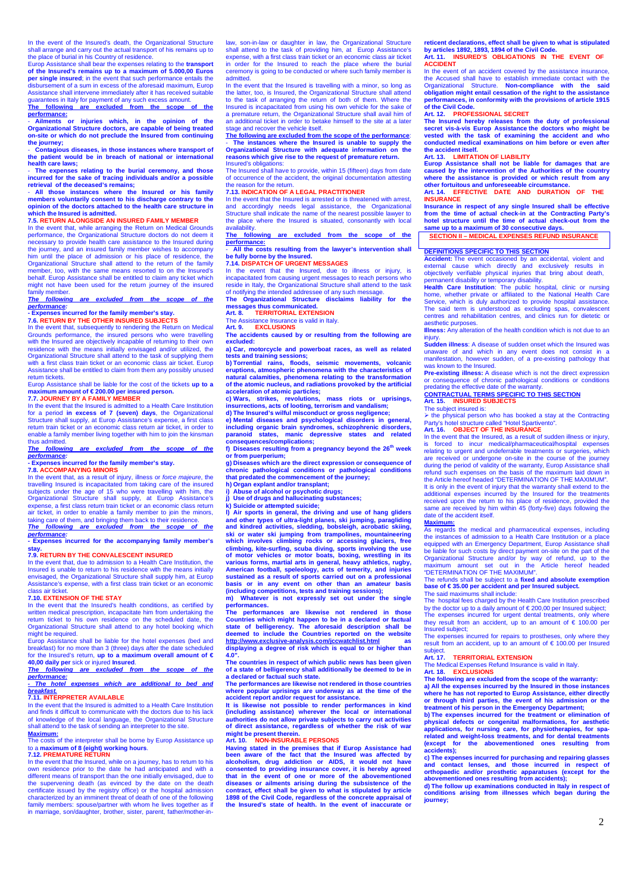In the event of the Insured's death, the Organizational Structure shall arrange and carry out the actual transport of his remains up to the place of burial in his Country of residence.

Europ Assistance shall bear the expenses relating to the **transport of the Insured's remains up to a maximum of 5.000,00 Euros per single insured**; in the event that such performance entails the disbursement of a sum in excess of the aforesaid maximum, Europ Assistance shall intervene immediately after it has received suitable guarantees in Italy for payment of any such excess amount.

***The following are excluded from the scope of the performance:***

- **Ailments or injuries which, in the opinion of the Organizational Structure doctors, are capable of being treated on-site or which do not preclude the Insured from continuing the journey;**
- **Contagious diseases, in those instances where transport of the patient would be in breach of national or international health care laws;**
- **The expenses relating to the burial ceremony, and those incurred for the sake of tracing individuals and/or a possible retrieval of the deceased's remains;**
- **All those instances where the Insured or his family members voluntarily consent to his discharge contrary to the opinion of the doctors attached to the health care structure in which the Insured is admitted.**

**7.5. RETURN ALONGSIDE AN INSURED FAMILY MEMBER**

In the event that, while arranging the Return on Medical Grounds performance, the Organizational Structure doctors do not deem it necessary to provide health care assistance to the Insured during the journey, and an insured family member wishes to accompany him until the place of admission or his place of residence, the Organizational Structure shall attend to the return of the family member, too, with the same means resorted to on the Insured's behalf. Europ Assistance shall be entitled to claim any ticket which might not have been used for the return journey of the insured family member.

***The following are excluded from the scope of the performance:***

**- Expenses incurred for the family member's stay.**

**7.6. RETURN BY THE OTHER INSURED SUBJECTS**

In the event that, subsequently to rendering the Return on Medical Grounds performance, the insured persons who were travelling with the Insured are objectively incapable of returning to their own residence with the means initially envisaged and/or utilized, the Organizational Structure shall attend to the task of supplying them with a first class train ticket or an economic class air ticket. Europ Assistance shall be entitled to claim from them any possibly unused return tickets.

Europ Assistance shall be liable for the cost of the tickets **up to a maximum amount of € 200.00 per insured person.**

**7.7. JOURNEY BY A FAMILY MEMBER**

In the event that the Insured is admitted to a Health Care Institution for a period **in excess of 7 (seven) days**, the Organizational Structure shall supply, at Europ Assistance's expense, a first class return train ticket or an economic class return air ticket, in order to enable a family member living together with him to join the kinsman thus admitted.

***The following are excluded from the scope of the performance:***

**- Expenses incurred for the family member's stay.**

**7.8. ACCOMPANYING MINORS**

In the event that, as a result of injury, illness or *force majeure*, the travelling Insured is incapacitated from taking care of the insured subjects under the age of 15 who were travelling with him, the Organizational Structure shall supply, at Europ Assistance's expense, a first class return train ticket or an economic class return air ticket, in order to enable a family member to join the minors, taking care of them, and bringing them back to their residence.

***The following are excluded from the scope of the performance:***

**- Expenses incurred for the accompanying family member's stay.**

**7.9. RETURN BY THE CONVALESCENT INSURED**

In the event that, due to admission to a Health Care Institution, the Insured is unable to return to his residence with the means initially envisaged, the Organizational Structure shall supply him, at Europ Assistance's expense, with a first class train ticket or an economic class air ticket.

**7.10. EXTENSION OF THE STAY**

In the event that the Insured's health conditions, as certified by written medical prescription, incapacitate him from undertaking the return ticket to his own residence on the scheduled date, the Organizational Structure shall attend to any hotel booking which might be required.

Europ Assistance shall be liable for the hotel expenses (bed and breakfast) for no more than 3 (three) days after the date scheduled for the Insured's return, **up to a maximum overall amount of € 40,00 daily per** sick or injured **Insured**.

***The following are excluded from the scope of the performance:***

***- The hotel expenses which are additional to bed and breakfast.***

**7.11. INTERPRETER AVAILABLE**

In the event that the Insured is admitted to a Health Care Institution and finds it difficult to communicate with the doctors due to his lack of knowledge of the local language, the Organizational Structure shall attend to the task of sending an interpreter to the site.

**Maximum:**

The costs of the interpreter shall be borne by Europ Assistance up to a **maximum of 8 (eight) working hours**.

**7.12. PREMATURE RETURN**

In the event that the Insured, while on a journey, has to return to his own residence prior to the date he had anticipated and with a different means of transport than the one initially envisaged, due to the supervening death (as evinced by the date on the death certificate issued by the registry office) or the hospital admission characterized by an imminent threat of death of one of the following family members: spouse/partner with whom he lives together as if in marriage, son/daughter, brother, sister, parent, father/mother-in-law, son-in-law or daughter in law, the Organizational Structure shall attend to the task of providing him, at Europ Assistance's expense, with a first class train ticket or an economic class air ticket in order for the Insured to reach the place where the burial ceremony is going to be conducted or where such family member is admitted.

In the event that the Insured is travelling with a minor, so long as the latter, too, is Insured, the Organizational Structure shall attend to the task of arranging the return of both of them. Where the Insured is incapacitated from using his own vehicle for the sake of a premature return, the Organizational Structure shall avail him of an additional ticket in order to betake himself to the site at a later stage and recover the vehicle itself.

**The following are excluded from the scope of the performance:**

**- The instances where the Insured is unable to supply the Organizational Structure with adequate information on the reasons which give rise to the request of premature return.**

Insured's obligations:

The Insured shall have to provide, within 15 (fifteen) days from date of occurrence of the accident, the original documentation attesting the reason for the return.

**7.13. INDICATION OF A LEGAL PRACTITIONER**

In the event that the Insured is arrested or is threatened with arrest, and accordingly needs legal assistance, the Organizational Structure shall indicate the name of the nearest possible lawyer to the place where the Insured is situated, consonantly with local availability.

***The following are excluded from the scope of the performance:***

**- All the costs resulting from the lawyer's intervention shall be fully borne by the Insured.**

**7.14. DISPATCH OF URGENT MESSAGES**

In the event that the Insured, due to illness or injury, is incapacitated from causing urgent messages to reach persons who reside in Italy, the Organizational Structure shall attend to the task of notifying the intended addressee of any such message.

**The Organizational Structure disclaims liability for the messages thus communicated.**

**Art. 8. TERRITORIAL EXTENSION**

The Assistance Insurance is valid in Italy.

**Art. 9. EXCLUSIONS**

**The accidents caused by or resulting from the following are excluded:**

**a) Car, motorcycle and powerboat races, as well as related tests and training sessions;**

**b) Torrential rains, floods, seismic movements, volcanic eruptions, atmospheric phenomena with the characteristics of natural calamities, phenomena relating to the transformation of the atomic nucleus, and radiations provoked by the artificial acceleration of atomic particles;**

**c) Wars, strikes, revolutions, mass riots or uprisings, insurrections, acts of looting, terrorism and vandalism;**

**d) The Insured's wilful misconduct or gross negligence;**

**e) Mental diseases and psychological disorders in general, including organic brain syndromes, schizophrenic disorders, paranoid states, manic depressive states and related consequences/complications;**

**f) Diseases resulting from a pregnancy beyond the 26th week or from puerperium;**

**g) Diseases which are the direct expression or consequence of chronic pathological conditions or pathological conditions that predated the commencement of the journey;**

**h) Organ explant and/or transplant;**

**i) Abuse of alcohol or psychotic drugs;**

**j) Use of drugs and hallucinating substances;**

**k) Suicide or attempted suicide;**

**l) Air sports in general, the driving and use of hang gliders and other types of ultra-light planes, ski jumping, paragliding and kindred activities, sledding, bobsleigh, acrobatic skiing, ski or water ski jumping from trampolines, mountaineering which involves climbing rocks or accessing glaciers, free climbing, kite-surfing, scuba diving, sports involving the use of motor vehicles or motor boats, boxing, wrestling in its various forms, martial arts in general, heavy athletics, rugby, American football, speleology, acts of temerity, and injuries sustained as a result of sports carried out on a professional basis or in any event on other than an amateur basis (including competitions, tests and training sessions);**

**m) Whatever is not expressly set out under the single performances.**

**The performances are likewise not rendered in those Countries which might happen to be in a declared or factual state of belligerency. The aforesaid description shall be deemed to include the Countries reported on the website http://www.exclusive-analysis.com/iccwatchlist.html as displaying a degree of risk which is equal to or higher than 4.0".**

**The countries in respect of which public news has been given of a state of belligerency shall additionally be deemed to be in a declared or factual such state.**

**The performances are likewise not rendered in those countries where popular uprisings are underway as at the time of the accident report and/or request for assistance.**

**It is likewise not possible to render performances in kind (including assistance) wherever the local or international authorities do not allow private subjects to carry out activities of direct assistance, regardless of whether the risk of war might be present therein.**

**Art. 10. NON-INSURABLE PERSONS**

**Having stated in the premises that if Europ Assistance had been aware of the fact that the Insured was affected by alcoholism, drug addiction or AIDS, it would not have consented to providing insurance cover, it is hereby agreed that in the event of one or more of the abovementioned diseases or ailments arising during the subsistence of the contract, effect shall be given to what is stipulated by article 1898 of the Civil Code, regardless of the concrete appraisal of the Insured's state of health. In the event of inaccurate or reticent declarations, effect shall be given to what is stipulated by articles 1892, 1893, 1894 of the Civil Code.**

**Art. 11. INSURED'S OBLIGATIONS IN THE EVENT OF ACCIDENT**

In the event of an accident covered by the assistance insurance, the Accused shall have to establish immediate contact with the Organizational Structure. **Non-compliance with the said obligation might entail cessation of the right to the assistance performances, in conformity with the provisions of article 1915 of the Civil Code.**

**Art. 12. PROFESSIONAL SECRET**

**The Insured hereby releases from the duty of professional secret vis-à-vis Europ Assistance the doctors who might be vested with the task of examining the accident and who conducted medical examinations on him before or even after the accident itself.**

**Art. 13. LIMITATION OF LIABILITY**

**Europ Assistance shall not be liable for damages that are caused by the intervention of the Authorities of the country where the assistance is provided or which result from any other fortuitous and unforeseeable circumstance.**

**Art. 14. EFFECTIVE DATE AND DURATION OF THE INSURANCE**

**Insurance in respect of any single Insured shall be effective from the time of actual check-in at the Contracting Party's hotel structure until the time of actual check-out from the same up to a maximum of 30 consecutive days.**

## SECTION II – MEDICAL EXPENSES REFUND INSURANCE

**DEFINITIONS SPECIFIC TO THIS SECTION**

**Accident:** The event occasioned by an accidental, violent and external cause which directly and exclusively results in objectively verifiable physical injuries that bring about death, permanent disability or temporary disability.

**Health Care Institution**: The public hospital, clinic or nursing home, whether private or affiliated to the National Health Care Service, which is duly authorized to provide hospital assistance. The said term is understood as excluding spas, convalescent centres and rehabilitation centres, and clinics run for dietetic or aesthetic purposes.

**Illness:** Any alteration of the health condition which is not due to an injury.

**Sudden illness**: A disease of sudden onset which the Insured was unaware of and which in any event does not consist in a manifestation, however sudden, of a pre-existing pathology that was known to the Insured.

**Pre-existing illness:** A disease which is not the direct expression or consequence of chronic pathological conditions or conditions predating the effective date of the warranty.

**CONTRACTUAL TERMS SPECIFIC TO THIS SECTION**

**Art. 15. INSURED SUBJECTS**

The subject insured is:

- the physical person who has booked a stay at the Contracting Party's hotel structure called "Hotel Spartivento".

**Art. 16. OBJECT OF THE INSURANCE**

In the event that the Insured, as a result of sudden illness or injury, is forced to incur medical/pharmaceutical/hospital expenses relating to urgent and undeferrable treatments or surgeries, which are received or undergone on-site in the course of the journey during the period of validity of the warranty, Europ Assistance shall refund such expenses on the basis of the maximum laid down in the Article hereof headed "DETERMINATION OF THE MAXIMUM".

It is only in the event of injury that the warranty shall extend to the additional expenses incurred by the Insured for the treatments received upon the return to his place of residence, provided the same are received by him within 45 (forty-five) days following the date of the accident itself.

**Maximum:**

As regards the medical and pharmaceutical expenses, including the instances of admission to a Health Care Institution or a place equipped with an Emergency Department, Europ Assistance shall be liable for such costs by direct payment on-site on the part of the Organizational Structure and/or by way of refund, up to the maximum amount set out in the Article hereof headed "DETERMINATION OF THE MAXIMUM".

The refunds shall be subject to a **fixed and absolute exemption base of € 35.00 per accident and per Insured subject.**

The said maximums shall include:

The hospital fees charged by the Health Care Institution prescribed by the doctor up to a daily amount of € 200,00 per Insured subject;

The expenses incurred for urgent dental treatments, only where they result from an accident, up to an amount of € 100.00 per Insured subject;

The expenses incurred for repairs to prostheses, only where they result from an accident, up to an amount of € 100.00 per Insured subject.

**Art. 17. TERRITORIAL EXTENSION**

The Medical Expenses Refund Insurance is valid in Italy.

**Art. 18. EXCLUSIONS**

**The following are excluded from the scope of the warranty:**

**a) All the expenses incurred by the Insured in those instances where he has not reported to Europ Assistance, either directly or through third parties, the event of his admission or the treatment of his person in the Emergency Department;**

**b) The expenses incurred for the treatment or elimination of physical defects or congenital malformations, for aesthetic applications, for nursing care, for physiotherapies, for spa-related and weight-loss treatments, and for dental treatments (except for the abovementioned ones resulting from accidents);**

**c) The expenses incurred for purchasing and repairing glasses and contact lenses, and those incurred in respect of orthopaedic and/or prosthetic apparatuses (except for the abovementioned ones resulting from accidents);**

**d) The follow up examinations conducted in Italy in respect of conditions arising from illnesses which began during the journey;**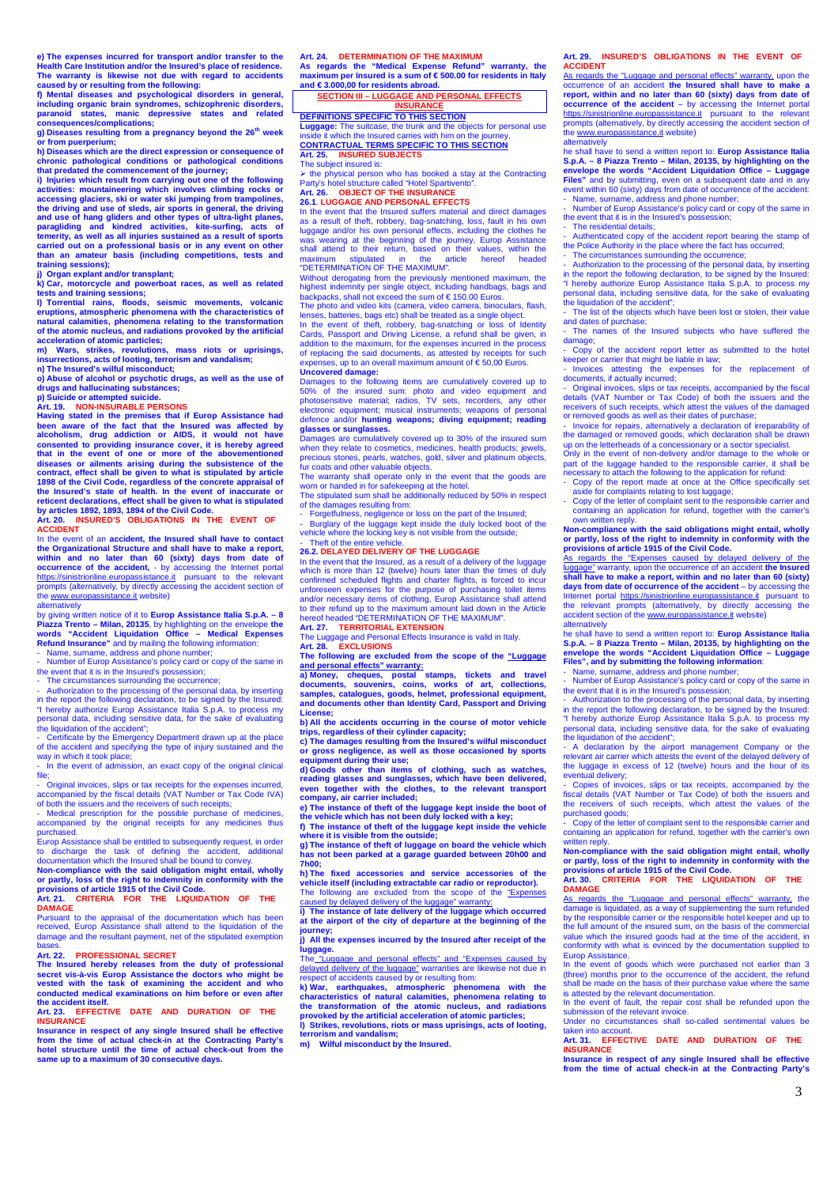**e) The expenses incurred for transport and/or transfer to the Health Care Institution and/or the Insured's place of residence. The warranty is likewise not due with regard to accidents caused by or resulting from the following:**

**f) Mental diseases and psychological disorders in general, including organic brain syndromes, schizophrenic disorders, paranoid states, manic depressive states and related consequences/complications;**

**g) Diseases resulting from a pregnancy beyond the 26th week or from puerperium;**

**h) Diseases which are the direct expression or consequence of chronic pathological conditions or pathological conditions that predated the commencement of the journey;**

**i) Injuries which result from carrying out one of the following activities: mountaineering which involves climbing rocks or accessing glaciers, ski or water ski jumping from trampolines, the driving and use of sleds, air sports in general, the driving and use of hang gliders and other types of ultra-light planes, paragliding and kindred activities, kite-surfing, acts of temerity, as well as all injuries sustained as a result of sports carried out on a professional basis or in any event on other than an amateur basis (including competitions, tests and training sessions);**

**j) Organ explant and/or transplant;**

**k) Car, motorcycle and powerboat races, as well as related tests and training sessions;**

**l) Torrential rains, floods, seismic movements, volcanic eruptions, atmospheric phenomena with the characteristics of natural calamities, phenomena relating to the transformation of the atomic nucleus, and radiations provoked by the artificial acceleration of atomic particles;**

**m) Wars, strikes, revolutions, mass riots or uprisings, insurrections, acts of looting, terrorism and vandalism;**

**n) The Insured's wilful misconduct;**

**o) Abuse of alcohol or psychotic drugs, as well as the use of drugs and hallucinating substances;**

**p) Suicide or attempted suicide.**

### Art. 19. NON-INSURABLE PERSONS

**Having stated in the premises that if Europ Assistance had been aware of the fact that the Insured was affected by alcoholism, drug addiction or AIDS, it would not have consented to providing insurance cover, it is hereby agreed that in the event of one or more of the abovementioned diseases or ailments arising during the subsistence of the contract, effect shall be given to what is stipulated by article 1898 of the Civil Code, regardless of the concrete appraisal of the Insured's state of health. In the event of inaccurate or reticent declarations, effect shall be given to what is stipulated by articles 1892, 1893, 1894 of the Civil Code.**

### Art. 20. INSURED'S OBLIGATIONS IN THE EVENT OF ACCIDENT

In the event of an **accident, the Insured shall have to contact the Organizational Structure and shall have to make a report, within and no later than 60 (sixty) days from date of occurrence of the accident,** - by accessing the Internet portal https://sinistrionline.europassistance.it pursuant to the relevant prompts (alternatively, by directly accessing the accident section of the www.europassistance.it website)

alternatively

by giving written notice of it to **Europ Assistance Italia S.p.A. – 8 Piazza Trento – Milan, 20135**, by highlighting on the envelope **the words "Accident Liquidation Office – Medical Expenses Refund Insurance"** and by mailing the following information:

- Name, surname, address and phone number;
- Number of Europ Assistance's policy card or copy of the same in the event that it is in the Insured's possession;
- The circumstances surrounding the occurrence;
- Authorization to the processing of the personal data, by inserting in the report the following declaration, to be signed by the Insured: "I hereby authorize Europ Assistance Italia S.p.A. to process my personal data, including sensitive data, for the sake of evaluating the liquidation of the accident";
- Certificate by the Emergency Department drawn up at the place of the accident and specifying the type of injury sustained and the way in which it took place;
- In the event of admission, an exact copy of the original clinical file;
- Original invoices, slips or tax receipts for the expenses incurred, accompanied by the fiscal details (VAT Number or Tax Code IVA) of both the issuers and the receivers of such receipts;
- Medical prescription for the possible purchase of medicines, accompanied by the original receipts for any medicines thus purchased.

Europ Assistance shall be entitled to subsequently request, in order to discharge the task of defining the accident, additional documentation which the Insured shall be bound to convey.

**Non-compliance with the said obligation might entail, wholly or partly, loss of the right to indemnity in conformity with the provisions of article 1915 of the Civil Code.**

### Art. 21. CRITERIA FOR THE LIQUIDATION OF THE DAMAGE

Pursuant to the appraisal of the documentation which has been received, Europ Assistance shall attend to the liquidation of the damage and the resultant payment, net of the stipulated exemption bases.

### Art. 22. PROFESSIONAL SECRET

**The Insured hereby releases from the duty of professional secret vis-à-vis Europ Assistance the doctors who might be vested with the task of examining the accident and who conducted medical examinations on him before or even after the accident itself.**

### Art. 23. EFFECTIVE DATE AND DURATION OF THE INSURANCE

**Insurance in respect of any single Insured shall be effective from the time of actual check-in at the Contracting Party's hotel structure until the time of actual check-out from the same up to a maximum of 30 consecutive days.**

### Art. 24. DETERMINATION OF THE MAXIMUM

**As regards the "Medical Expense Refund" warranty, the maximum per Insured is a sum of € 500.00 for residents in Italy and € 3.000,00 for residents abroad.**

## SECTION III – LUGGAGE AND PERSONAL EFFECTS INSURANCE

**DEFINITIONS SPECIFIC TO THIS SECTION**

**Luggage:** The suitcase, the trunk and the objects for personal use inside it which the Insured carries with him on the journey.

**CONTRACTUAL TERMS SPECIFIC TO THIS SECTION**

### Art. 25. INSURED SUBJECTS

The subject insured is:

- the physical person who has booked a stay at the Contracting Party's hotel structure called "Hotel Spartivento".

### Art. 26. OBJECT OF THE INSURANCE

**26.1. LUGGAGE AND PERSONAL EFFECTS**

In the event that the Insured suffers material and direct damages as a result of theft, robbery, bag-snatching, loss, fault in his own luggage and/or his own personal effects, including the clothes he was wearing at the beginning of the journey, Europ Assistance shall attend to their return, based on their values, within the maximum stipulated in the article hereof headed "DETERMINATION OF THE MAXIMUM".

Without derogating from the previously mentioned maximum, the highest indemnity per single object, including handbags, bags and backpacks, shall not exceed the sum of € 150.00 Euros.

The photo and video kits (camera, video camera, binoculars, flash, lenses, batteries, bags etc) shall be treated as a single object.

In the event of theft, robbery, bag-snatching or loss of Identity Cards, Passport and Driving License, a refund shall be given, in addition to the maximum, for the expenses incurred in the process of replacing the said documents, as attested by receipts for such expenses, up to an overall maximum amount of € 50,00 Euros.

**Uncovered damage:**

Damages to the following items are cumulatively covered up to 50% of the insured sum: photo and video equipment and photosensitive material; radios, TV sets, recorders, any other electronic equipment; musical instruments; weapons of personal defence and/or **hunting weapons; diving equipment; reading glasses or sunglasses.**

Damages are cumulatively covered up to 30% of the insured sum when they relate to cosmetics, medicines, health products; jewels, precious stones, pearls, watches, gold, silver and platinum objects, fur coats and other valuable objects.

The warranty shall operate only in the event that the goods are worn or handed in for safekeeping at the hotel.

The stipulated sum shall be additionally reduced by 50% in respect of the damages resulting from:

- Forgetfulness, negligence or loss on the part of the Insured;
- Burglary of the luggage kept inside the duly locked boot of the vehicle where the locking key is not visible from the outside;
- Theft of the entire vehicle.

**26.2. DELAYED DELIVERY OF THE LUGGAGE**

In the event that the Insured, as a result of a delivery of the luggage which is more than 12 (twelve) hours later than the times of duly confirmed scheduled flights and charter flights, is forced to incur unforeseen expenses for the purpose of purchasing toilet items and/or necessary items of clothing, Europ Assistance shall attend to their refund up to the maximum amount laid down in the Article hereof headed "DETERMINATION OF THE MAXIMUM".

### Art. 27. TERRITORIAL EXTENSION

The Luggage and Personal Effects Insurance is valid in Italy.

### Art. 28. EXCLUSIONS

**The following are excluded from the scope of the "Luggage and personal effects" warranty:**

**a) Money, cheques, postal stamps, tickets and travel documents, souvenirs, coins, works of art, collections, samples, catalogues, goods, helmet, professional equipment, and documents other than Identity Card, Passport and Driving License;**

**b) All the accidents occurring in the course of motor vehicle trips, regardless of their cylinder capacity;**

**c) The damages resulting from the Insured's wilful misconduct or gross negligence, as well as those occasioned by sports equipment during their use;**

**d) Goods other than items of clothing, such as watches, reading glasses and sunglasses, which have been delivered, even together with the clothes, to the relevant transport company, air carrier included;**

**e) The instance of theft of the luggage kept inside the boot of the vehicle which has not been duly locked with a key;**

**f) The instance of theft of the luggage kept inside the vehicle where it is visible from the outside;**

**g) The instance of theft of luggage on board the vehicle which has not been parked at a garage guarded between 20h00 and 7h00;**

**h) The fixed accessories and service accessories of the vehicle itself (including extractable car radio or reproductor).**

The following are excluded from the scope of the "Expenses caused by delayed delivery of the luggage" warranty:

**i) The instance of late delivery of the luggage which occurred at the airport of the city of departure at the beginning of the journey;**

**j) All the expenses incurred by the Insured after receipt of the luggage.**

The "Luggage and personal effects" and "Expenses caused by delayed delivery of the luggage" warranties are likewise not due in respect of accidents caused by or resulting from:

**k) War, earthquakes, atmospheric phenomena with the characteristics of natural calamities, phenomena relating to the transformation of the atomic nucleus, and radiations provoked by the artificial acceleration of atomic particles;**

**l) Strikes, revolutions, riots or mass uprisings, acts of looting, terrorism and vandalism;**

**m) Wilful misconduct by the Insured.**

### Art. 29. INSURED'S OBLIGATIONS IN THE EVENT OF ACCIDENT

As regards the "Luggage and personal effects" warranty, upon the occurrence of an accident **the Insured shall have to make a report, within and no later than 60 (sixty) days from date of occurrence of the accident** – by accessing the Internet portal https://sinistrionline.europassistance.it pursuant to the relevant prompts (alternatively, by directly accessing the accident section of the www.europassistance.it website)

alternatively

he shall have to send a written report to: **Europ Assistance Italia S.p.A. – 8 Piazza Trento – Milan, 20135, by highlighting on the envelope the words "Accident Liquidation Office – Luggage Files"** and by submitting, even on a subsequent date and in any event within 60 (sixty) days from date of occurrence of the accident:

- Name, surname, address and phone number;
- Number of Europ Assistance's policy card or copy of the same in the event that it is in the Insured's possession;
- The residential details;
- Authenticated copy of the accident report bearing the stamp of the Police Authority in the place where the fact has occurred;
- The circumstances surrounding the occurrence;
- Authorization to the processing of the personal data, by inserting in the report the following declaration, to be signed by the Insured: "I hereby authorize Europ Assistance Italia S.p.A. to process my personal data, including sensitive data, for the sake of evaluating the liquidation of the accident";
- The list of the objects which have been lost or stolen, their value and dates of purchase;
- The names of the Insured subjects who have suffered the damage;
- Copy of the accident report letter as submitted to the hotel keeper or carrier that might be liable in law;
- Invoices attesting the expenses for the replacement of documents, if actually incurred;
- Original invoices, slips or tax receipts, accompanied by the fiscal details (VAT Number or Tax Code) of both the issuers and the receivers of such receipts, which attest the values of the damaged or removed goods as well as their dates of purchase;
- Invoice for repairs, alternatively a declaration of irreparability of the damaged or removed goods, which declaration shall be drawn up on the letterheads of a concessionary or a sector specialist.

Only in the event of non-delivery and/or damage to the whole or part of the luggage handed to the responsible carrier, it shall be necessary to attach the following to the application for refund:

- Copy of the report made at once at the Office specifically set aside for complaints relating to lost luggage;
- Copy of the letter of complaint sent to the responsible carrier and containing an application for refund, together with the carrier's own written reply.

**Non-compliance with the said obligations might entail, wholly or partly, loss of the right to indemnity in conformity with the provisions of article 1915 of the Civil Code.**

As regards the "Expenses caused by delayed delivery of the luggage" warranty, upon the occurrence of an accident **the Insured shall have to make a report, within and no later than 60 (sixty) days from date of occurrence of the accident** – by accessing the Internet portal https://sinistrionline.europassistance.it pursuant to the relevant prompts (alternatively, by directly accessing the accident section of the www.europassistance.it website)

alternatively

he shall have to send a written report to: **Europ Assistance Italia S.p.A. – 8 Piazza Trento – Milan, 20135, by highlighting on the envelope the words "Accident Liquidation Office – Luggage Files", and by submitting the following information**:

- Name, surname, address and phone number;
- Number of Europ Assistance's policy card or copy of the same in the event that it is in the Insured's possession;
- Authorization to the processing of the personal data, by inserting in the report the following declaration, to be signed by the Insured: "I hereby authorize Europ Assistance Italia S.p.A. to process my personal data, including sensitive data, for the sake of evaluating the liquidation of the accident";
- A declaration by the airport management Company or the relevant air carrier which attests the event of the delayed delivery of the luggage in excess of 12 (twelve) hours and the hour of its eventual delivery;
- Copies of invoices, slips or tax receipts, accompanied by the fiscal details (VAT Number or Tax Code) of both the issuers and the receivers of such receipts, which attest the values of the purchased goods;
- Copy of the letter of complaint sent to the responsible carrier and containing an application for refund, together with the carrier's own written reply.

**Non-compliance with the said obligation might entail, wholly or partly, loss of the right to indemnity in conformity with the provisions of article 1915 of the Civil Code.**

### Art. 30. CRITERIA FOR THE LIQUIDATION OF THE DAMAGE

As regards the "Luggage and personal effects" warranty, the damage is liquidated, as a way of supplementing the sum refunded by the responsible carrier or the responsible hotel keeper and up to the full amount of the insured sum, on the basis of the commercial value which the insured goods had at the time of the accident, in conformity with what is evinced by the documentation supplied to Europ Assistance.

In the event of goods which were purchased not earlier than 3 (three) months prior to the occurrence of the accident, the refund shall be made on the basis of their purchase value where the same is attested by the relevant documentation.

In the event of fault, the repair cost shall be refunded upon the submission of the relevant invoice.

Under no circumstances shall so-called sentimental values be taken into account.

### Art. 31. EFFECTIVE DATE AND DURATION OF THE INSURANCE

**Insurance in respect of any single Insured shall be effective from the time of actual check-in at the Contracting Party's**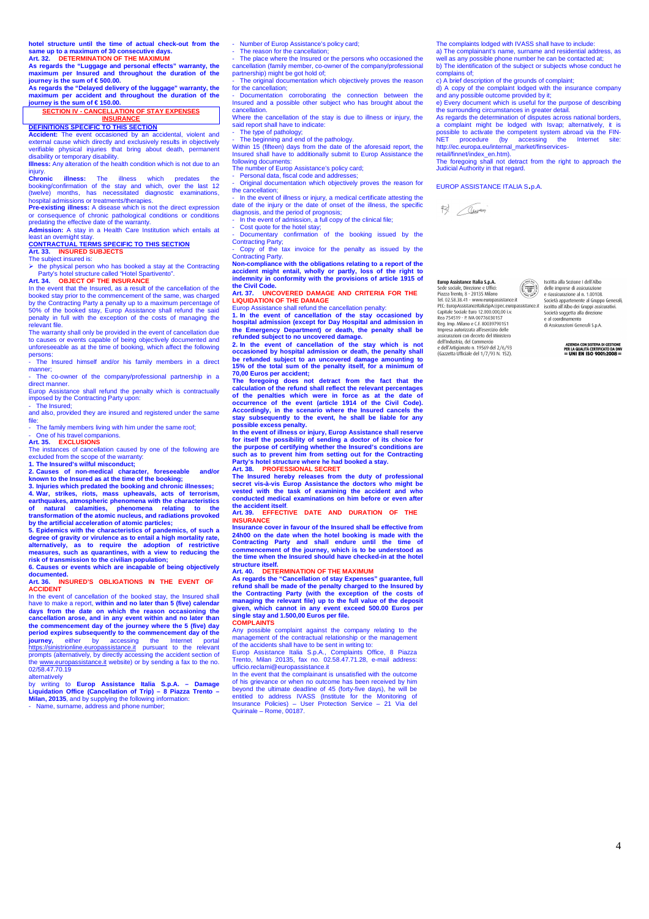**hotel structure until the time of actual check-out from the same up to a maximum of 30 consecutive days.**

**Art. 32. DETERMINATION OF THE MAXIMUM**

**As regards the "Luggage and personal effects" warranty, the maximum per Insured and throughout the duration of the journey is the sum of € 500.00.**

**As regards the "Delayed delivery of the luggage" warranty, the maximum per accident and throughout the duration of the journey is the sum of € 150.00.**

## SECTION IV - CANCELLATION OF STAY EXPENSES INSURANCE

### DEFINITIONS SPECIFIC TO THIS SECTION

**Accident:** The event occasioned by an accidental, violent and external cause which directly and exclusively results in objectively verifiable physical injuries that bring about death, permanent disability or temporary disability.

**Illness:** Any alteration of the health condition which is not due to an injury.

**Chronic illness:** The illness which predates the booking/confirmation of the stay and which, over the last 12 (twelve) months, has necessitated diagnostic examinations, hospital admissions or treatments/therapies.

**Pre-existing illness:** A disease which is not the direct expression or consequence of chronic pathological conditions or conditions predating the effective date of the warranty.

**Admission:** A stay in a Health Care Institution which entails at least an overnight stay.

### CONTRACTUAL TERMS SPECIFIC TO THIS SECTION

**Art. 33. INSURED SUBJECTS**

The subject insured is:

- the physical person who has booked a stay at the Contracting Party's hotel structure called "Hotel Spartivento".

**Art. 34. OBJECT OF THE INSURANCE**

In the event that the Insured, as a result of the cancellation of the booked stay prior to the commencement of the same, was charged by the Contracting Party a penalty up to a maximum percentage of 50% of the booked stay, Europ Assistance shall refund the said penalty in full with the exception of the costs of managing the relevant file.

The warranty shall only be provided in the event of cancellation due to causes or events capable of being objectively documented and unforeseeable as at the time of booking, which affect the following persons:

- The Insured himself and/or his family members in a direct manner;
- The co-owner of the company/professional partnership in a direct manner.

Europ Assistance shall refund the penalty which is contractually imposed by the Contracting Party upon:

- The Insured;

and also, provided they are insured and registered under the same file:

- The family members living with him under the same roof;
- One of his travel companions.

**Art. 35. EXCLUSIONS**

The instances of cancellation caused by one of the following are excluded from the scope of the warranty:

**1. The Insured's wilful misconduct;**

**2. Causes of non-medical character, foreseeable and/or known to the Insured at the time of the booking;**

**3. Injuries which predated the booking and chronic illnesses;**

**4. War, strikes, riots, mass upheavals, acts of terrorism, earthquakes, atmospheric phenomena with the characteristics of natural calamities, phenomena relating to the transformation of the atomic nucleus, and radiations provoked by the artificial acceleration of atomic particles;**

**5. Epidemics with the characteristics of pandemics, of such a degree of gravity or virulence as to entail a high mortality rate, alternatively, as to require the adoption of restrictive measures, such as quarantines, with a view to reducing the risk of transmission to the civilian population;**

**6. Causes or events which are incapable of being objectively documented.**

**Art. 36. INSURED'S OBLIGATIONS IN THE EVENT OF ACCIDENT**

In the event of cancellation of the booked stay, the Insured shall have to make a report, **within and no later than 5 (five) calendar days from the date on which the reason occasioning the cancellation arose, and in any event within and no later than the commencement day of the journey where the 5 (five) day period expires subsequently to the commencement day of the journey,** either by accessing the Internet portal https://sinistrionline.europassistance.it pursuant to the relevant prompts (alternatively, by directly accessing the accident section of the www.europassistance.it website) or by sending a fax to the no. 02/58.47.70.19

alternatively

by writing to **Europ Assistance Italia S.p.A. – Damage Liquidation Office (Cancellation of Trip) – 8 Piazza Trento – Milan, 20135**, and by supplying the following information:

- Name, surname, address and phone number;
- Number of Europ Assistance's policy card;
- The reason for the cancellation;
- The place where the Insured or the persons who occasioned the cancellation (family member, co-owner of the company/professional partnership) might be got hold of;
- The original documentation which objectively proves the reason for the cancellation;
- Documentation corroborating the connection between the Insured and a possible other subject who has brought about the cancellation.

Where the cancellation of the stay is due to illness or injury, the said report shall have to indicate:

- The type of pathology;
- The beginning and end of the pathology.

Within 15 (fifteen) days from the date of the aforesaid report, the Insured shall have to additionally submit to Europ Assistance the following documents:

The number of Europ Assistance's policy card;

- Personal data, fiscal code and addresses;
- Original documentation which objectively proves the reason for the cancellation;
- In the event of illness or injury, a medical certificate attesting the date of the injury or the date of onset of the illness, the specific diagnosis, and the period of prognosis;
- In the event of admission, a full copy of the clinical file;
- Cost quote for the hotel stay;
- Documentary confirmation of the booking issued by the Contracting Party;
- Copy of the tax invoice for the penalty as issued by the Contracting Party.

**Non-compliance with the obligations relating to a report of the accident might entail, wholly or partly, loss of the right to indemnity in conformity with the provisions of article 1915 of the Civil Code.**

**Art. 37. UNCOVERED DAMAGE AND CRITERIA FOR THE LIQUIDATION OF THE DAMAGE**

Europ Assistance shall refund the cancellation penalty:

**1. In the event of cancellation of the stay occasioned by hospital admission (except for Day Hospital and admission in the Emergency Department) or death, the penalty shall be refunded subject to no uncovered damage.**

**2. In the event of cancellation of the stay which is not occasioned by hospital admission or death, the penalty shall be refunded subject to an uncovered damage amounting to 15% of the total sum of the penalty itself, for a minimum of 70,00 Euros per accident;**

**The foregoing does not detract from the fact that the calculation of the refund shall reflect the relevant percentages of the penalties which were in force as at the date of occurrence of the event (article 1914 of the Civil Code). Accordingly, in the scenario where the Insured cancels the stay subsequently to the event, he shall be liable for any possible excess penalty.**

**In the event of illness or injury, Europ Assistance shall reserve for itself the possibility of sending a doctor of its choice for the purpose of certifying whether the Insured's conditions are such as to prevent him from setting out for the Contracting Party's hotel structure where he had booked a stay.**

**Art. 38. PROFESSIONAL SECRET**

**The Insured hereby releases from the duty of professional secret vis-à-vis Europ Assistance the doctors who might be vested with the task of examining the accident and who conducted medical examinations on him before or even after the accident itself.**

**Art. 39. EFFECTIVE DATE AND DURATION OF THE INSURANCE**

**Insurance cover in favour of the Insured shall be effective from 24h00 on the date when the hotel booking is made with the Contracting Party and shall endure until the time of commencement of the journey, which is to be understood as the time when the Insured should have checked-in at the hotel structure itself.**

**Art. 40. DETERMINATION OF THE MAXIMUM**

**As regards the "Cancellation of stay Expenses" guarantee, full refund shall be made of the penalty charged to the Insured by the Contracting Party (with the exception of the costs of managing the relevant file) up to the full value of the deposit given, which cannot in any event exceed 500.00 Euros per single stay and 1.500,00 Euros per file.**

**COMPLAINTS**

Any possible complaint against the company relating to the management of the contractual relationship or the management of the accidents shall have to be sent in writing to:

Europ Assistance Italia S.p.A., Complaints Office, 8 Piazza Trento, Milan 20135, fax no. 02.58.47.71.28, e-mail address: ufficio.reclami@europassistance.it

In the event that the complainant is unsatisfied with the outcome of his grievance or when no outcome has been received by him beyond the ultimate deadline of 45 (forty-five days), he will be entitled to address IVASS (Institute for the Monitoring of Insurance Policies) – User Protection Service – 21 Via del Quirinale – Rome, 00187.

The complaints lodged with IVASS shall have to include:

a) The complainant's name, surname and residential address, as well as any possible phone number he can be contacted at;

b) The identification of the subject or subjects whose conduct he complains of;

c) A brief description of the grounds of complaint;

d) A copy of the complaint lodged with the insurance company and any possible outcome provided by it;

e) Every document which is useful for the purpose of describing the surrounding circumstances in greater detail.

As regards the determination of disputes across national borders, a complaint might be lodged with Isvap; alternatively, it is possible to activate the competent system abroad via the FIN-NET procedure (by accessing the Internet site: http://ec.europa.eu/internal_market/finservices-retail/finnet/index_en.htm).

The foregoing shall not detract from the right to approach the Judicial Authority in that regard.

EUROP ASSISTANCE ITALIA S.p.A.

**Europ Assistance Italia S.p.A.**
Sede sociale, Direzione e Uffici:
Piazza Trento, 8 - 20135 Milano
Tel. 02.58.38.41 - www.europassistance.it
PEC: EuropAssistanceItaliaSpA@pec.europassistance.it
Capitale Sociale Euro 12.000.000,00 i.v.
Rea 754519 - P. IVA 00776030157
Reg. Imp. Milano e C.F. 80039790151
Impresa autorizzata all'esercizio delle assicurazioni con decreto del Ministero dell'Industria, del Commercio e dell'Artigianato n. 19569 del 2/6/93 (Gazzetta Ufficiale del 1/7/93 N. 152).

Iscritta alla Sezione I dell'Albo delle imprese di assicurazione e riassicurazione al n. 1.00108.
Società appartenente al Gruppo Generali, iscritto all'Albo dei Gruppi assicurativi.
Società soggetta alla direzione e al coordinamento di Assicurazioni Generali S.p.A.

AZIENDA CON SISTEMA DI GESTIONE PER LA QUALITÀ CERTIFICATO DA DNV = UNI EN ISO 9001:2008 =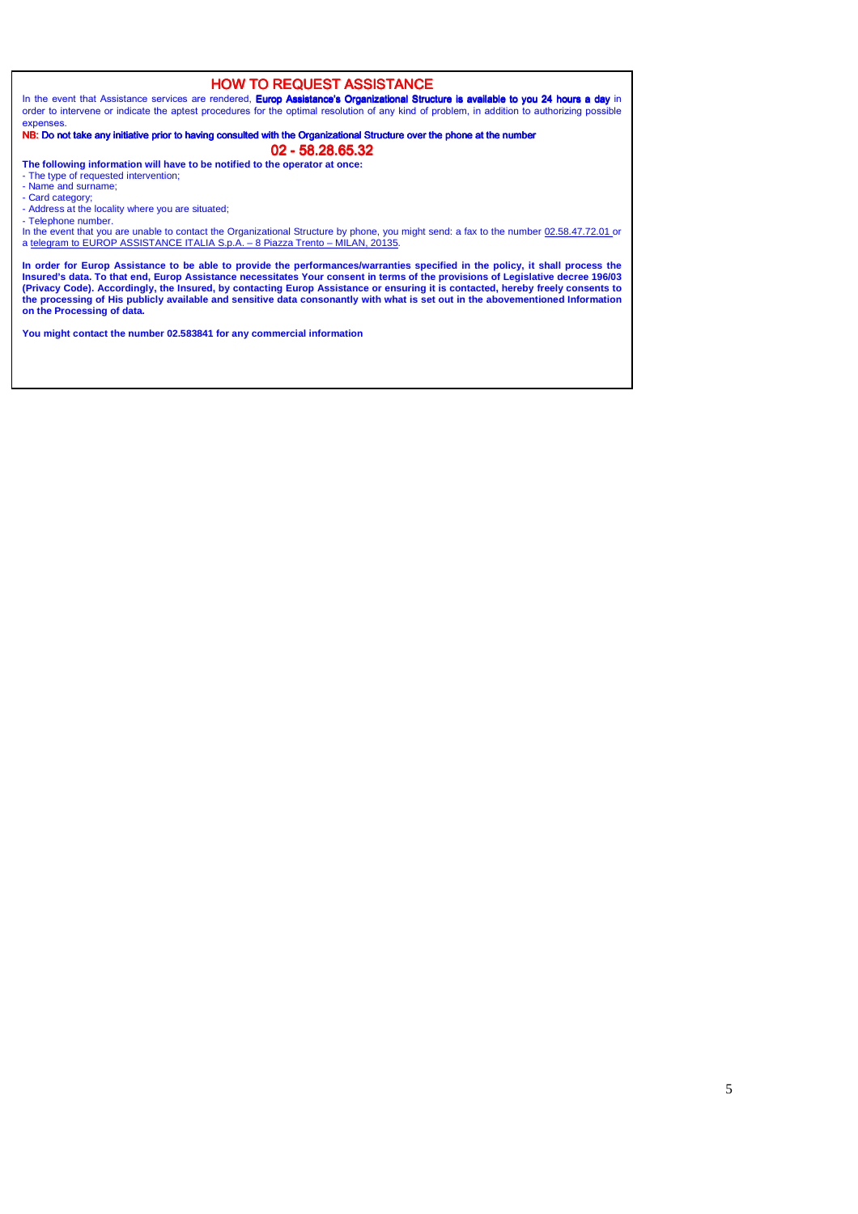## HOW TO REQUEST ASSISTANCE

In the event that Assistance services are rendered, **Europ Assistance's Organizational Structure is available to you 24 hours a day** in order to intervene or indicate the aptest procedures for the optimal resolution of any kind of problem, in addition to authorizing possible expenses.

**NB: Do not take any initiative prior to having consulted with the Organizational Structure over the phone at the number**

**02 - 58.28.65.32**

**The following information will have to be notified to the operator at once:**

- The type of requested intervention;
- Name and surname;
- Card category;
- Address at the locality where you are situated;
- Telephone number.

In the event that you are unable to contact the Organizational Structure by phone, you might send: a fax to the number 02.58.47.72.01 or a telegram to EUROP ASSISTANCE ITALIA S.p.A. – 8 Piazza Trento – MILAN, 20135.

**In order for Europ Assistance to be able to provide the performances/warranties specified in the policy, it shall process the Insured's data. To that end, Europ Assistance necessitates Your consent in terms of the provisions of Legislative decree 196/03 (Privacy Code). Accordingly, the Insured, by contacting Europ Assistance or ensuring it is contacted, hereby freely consents to the processing of His publicly available and sensitive data consonantly with what is set out in the abovementioned Information on the Processing of data.**

**You might contact the number 02.583841 for any commercial information**